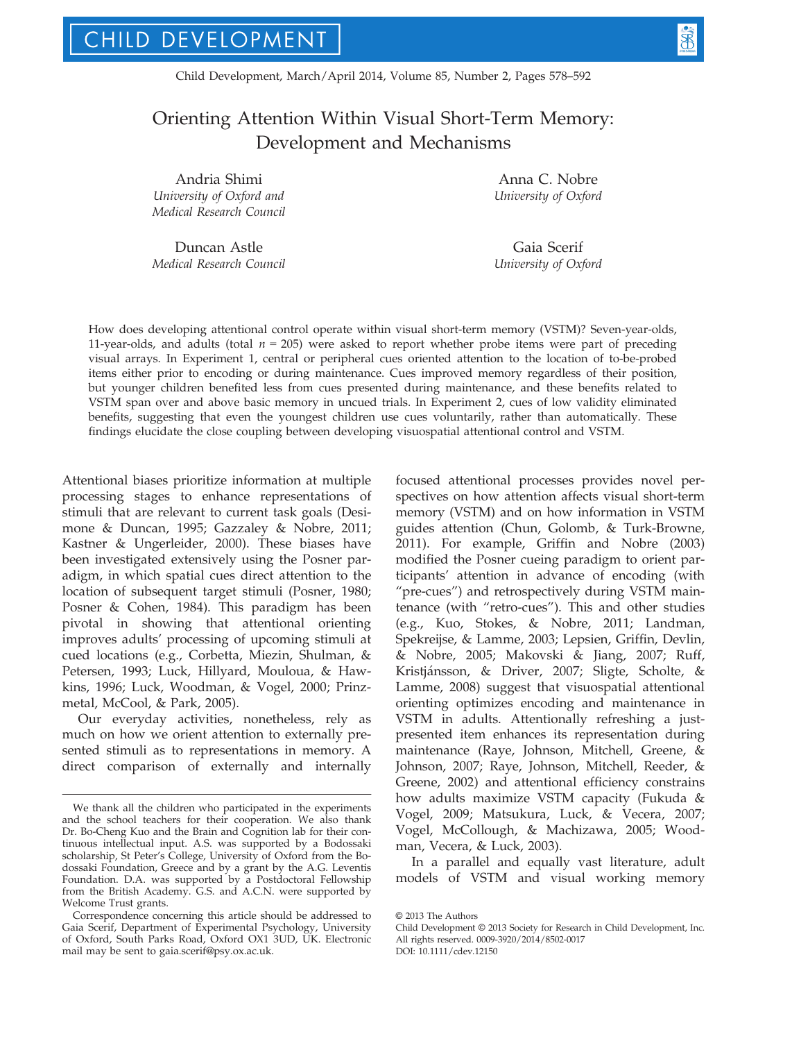# Orienting Attention Within Visual Short-Term Memory: Development and Mechanisms

Andria Shimi
*University of Oxford and Medical Research Council*

Anna C. Nobre
*University of Oxford*

Duncan Astle
*Medical Research Council*

Gaia Scerif
*University of Oxford*

How does developing attentional control operate within visual short-term memory (VSTM)? Seven-year-olds, 11-year-olds, and adults (total $n = 205$) were asked to report whether probe items were part of preceding visual arrays. In Experiment 1, central or peripheral cues oriented attention to the location of to-be-probed items either prior to encoding or during maintenance. Cues improved memory regardless of their position, but younger children benefited less from cues presented during maintenance, and these benefits related to VSTM span over and above basic memory in uncued trials. In Experiment 2, cues of low validity eliminated benefits, suggesting that even the youngest children use cues voluntarily, rather than automatically. These findings elucidate the close coupling between developing visuospatial attentional control and VSTM.

Attentional biases prioritize information at multiple processing stages to enhance representations of stimuli that are relevant to current task goals (Desimone & Duncan, 1995; Gazzaley & Nobre, 2011; Kastner & Ungerleider, 2000). These biases have been investigated extensively using the Posner paradigm, in which spatial cues direct attention to the location of subsequent target stimuli (Posner, 1980; Posner & Cohen, 1984). This paradigm has been pivotal in showing that attentional orienting improves adults' processing of upcoming stimuli at cued locations (e.g., Corbetta, Miezin, Shulman, & Petersen, 1993; Luck, Hillyard, Mouloua, & Hawkins, 1996; Luck, Woodman, & Vogel, 2000; Prinzmetal, McCool, & Park, 2005).

Our everyday activities, nonetheless, rely as much on how we orient attention to externally presented stimuli as to representations in memory. A direct comparison of externally and internally focused attentional processes provides novel perspectives on how attention affects visual short-term memory (VSTM) and on how information in VSTM guides attention (Chun, Golomb, & Turk-Browne, 2011). For example, Griffin and Nobre (2003) modified the Posner cueing paradigm to orient participants' attention in advance of encoding (with "pre-cues") and retrospectively during VSTM maintenance (with "retro-cues"). This and other studies (e.g., Kuo, Stokes, & Nobre, 2011; Landman, Spekreijse, & Lamme, 2003; Lepsien, Griffin, Devlin, & Nobre, 2005; Makovski & Jiang, 2007; Ruff, Kristjánsson, & Driver, 2007; Sligte, Scholte, & Lamme, 2008) suggest that visuospatial attentional orienting optimizes encoding and maintenance in VSTM in adults. Attentionally refreshing a just-presented item enhances its representation during maintenance (Raye, Johnson, Mitchell, Greene, & Johnson, 2007; Raye, Johnson, Mitchell, Reeder, & Greene, 2002) and attentional efficiency constrains how adults maximize VSTM capacity (Fukuda & Vogel, 2009; Matsukura, Luck, & Vecera, 2007; Vogel, McCollough, & Machizawa, 2005; Woodman, Vecera, & Luck, 2003).

In a parallel and equally vast literature, adult models of VSTM and visual working memory

---

We thank all the children who participated in the experiments and the school teachers for their cooperation. We also thank Dr. Bo-Cheng Kuo and the Brain and Cognition lab for their continuous intellectual input. A.S. was supported by a Bodossaki scholarship, St Peter's College, University of Oxford from the Bodossaki Foundation, Greece and by a grant by the A.G. Leventis Foundation. D.A. was supported by a Postdoctoral Fellowship from the British Academy. G.S. and A.C.N. were supported by Welcome Trust grants.

Correspondence concerning this article should be addressed to Gaia Scerif, Department of Experimental Psychology, University of Oxford, South Parks Road, Oxford OX1 3UD, UK. Electronic mail may be sent to gaia.scerif@psy.ox.ac.uk.

© 2013 The Authors
Child Development © 2013 Society for Research in Child Development, Inc.
All rights reserved. 0009-3920/2014/8502-0017
DOI: 10.1111/cdev.12150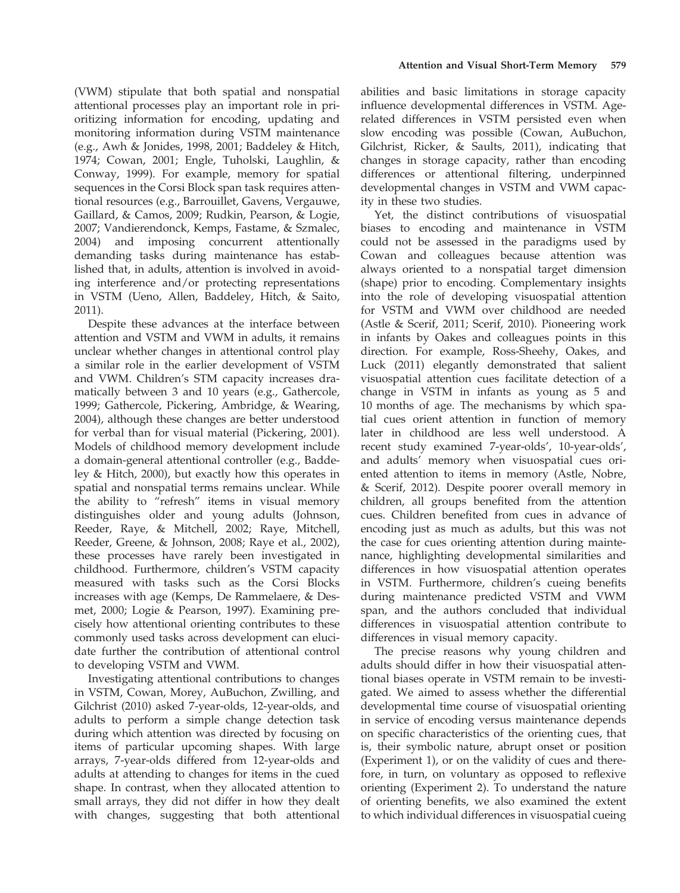(VWM) stipulate that both spatial and nonspatial attentional processes play an important role in prioritizing information for encoding, updating and monitoring information during VSTM maintenance (e.g., Awh & Jonides, 1998, 2001; Baddeley & Hitch, 1974; Cowan, 2001; Engle, Tuholski, Laughlin, & Conway, 1999). For example, memory for spatial sequences in the Corsi Block span task requires attentional resources (e.g., Barrouillet, Gavens, Vergauwe, Gaillard, & Camos, 2009; Rudkin, Pearson, & Logie, 2007; Vandierendonck, Kemps, Fastame, & Szmalec, 2004) and imposing concurrent attentionally demanding tasks during maintenance has established that, in adults, attention is involved in avoiding interference and/or protecting representations in VSTM (Ueno, Allen, Baddeley, Hitch, & Saito, 2011).

Despite these advances at the interface between attention and VSTM and VWM in adults, it remains unclear whether changes in attentional control play a similar role in the earlier development of VSTM and VWM. Children's STM capacity increases dramatically between 3 and 10 years (e.g., Gathercole, 1999; Gathercole, Pickering, Ambridge, & Wearing, 2004), although these changes are better understood for verbal than for visual material (Pickering, 2001). Models of childhood memory development include a domain-general attentional controller (e.g., Baddeley & Hitch, 2000), but exactly how this operates in spatial and nonspatial terms remains unclear. While the ability to "refresh" items in visual memory distinguishes older and young adults (Johnson, Reeder, Raye, & Mitchell, 2002; Raye, Mitchell, Reeder, Greene, & Johnson, 2008; Raye et al., 2002), these processes have rarely been investigated in childhood. Furthermore, children's VSTM capacity measured with tasks such as the Corsi Blocks increases with age (Kemps, De Rammelaere, & Desmet, 2000; Logie & Pearson, 1997). Examining precisely how attentional orienting contributes to these commonly used tasks across development can elucidate further the contribution of attentional control to developing VSTM and VWM.

Investigating attentional contributions to changes in VSTM, Cowan, Morey, AuBuchon, Zwilling, and Gilchrist (2010) asked 7-year-olds, 12-year-olds, and adults to perform a simple change detection task during which attention was directed by focusing on items of particular upcoming shapes. With large arrays, 7-year-olds differed from 12-year-olds and adults at attending to changes for items in the cued shape. In contrast, when they allocated attention to small arrays, they did not differ in how they dealt with changes, suggesting that both attentional abilities and basic limitations in storage capacity influence developmental differences in VSTM. Age-related differences in VSTM persisted even when slow encoding was possible (Cowan, AuBuchon, Gilchrist, Ricker, & Saults, 2011), indicating that changes in storage capacity, rather than encoding differences or attentional filtering, underpinned developmental changes in VSTM and VWM capacity in these two studies.

Yet, the distinct contributions of visuospatial biases to encoding and maintenance in VSTM could not be assessed in the paradigms used by Cowan and colleagues because attention was always oriented to a nonspatial target dimension (shape) prior to encoding. Complementary insights into the role of developing visuospatial attention for VSTM and VWM over childhood are needed (Astle & Scerif, 2011; Scerif, 2010). Pioneering work in infants by Oakes and colleagues points in this direction. For example, Ross-Sheehy, Oakes, and Luck (2011) elegantly demonstrated that salient visuospatial attention cues facilitate detection of a change in VSTM in infants as young as 5 and 10 months of age. The mechanisms by which spatial cues orient attention in function of memory later in childhood are less well understood. A recent study examined 7-year-olds', 10-year-olds', and adults' memory when visuospatial cues oriented attention to items in memory (Astle, Nobre, & Scerif, 2012). Despite poorer overall memory in children, all groups benefited from the attention cues. Children benefited from cues in advance of encoding just as much as adults, but this was not the case for cues orienting attention during maintenance, highlighting developmental similarities and differences in how visuospatial attention operates in VSTM. Furthermore, children's cueing benefits during maintenance predicted VSTM and VWM span, and the authors concluded that individual differences in visuospatial attention contribute to differences in visual memory capacity.

The precise reasons why young children and adults should differ in how their visuospatial attentional biases operate in VSTM remain to be investigated. We aimed to assess whether the differential developmental time course of visuospatial orienting in service of encoding versus maintenance depends on specific characteristics of the orienting cues, that is, their symbolic nature, abrupt onset or position (Experiment 1), or on the validity of cues and therefore, in turn, on voluntary as opposed to reflexive orienting (Experiment 2). To understand the nature of orienting benefits, we also examined the extent to which individual differences in visuospatial cueing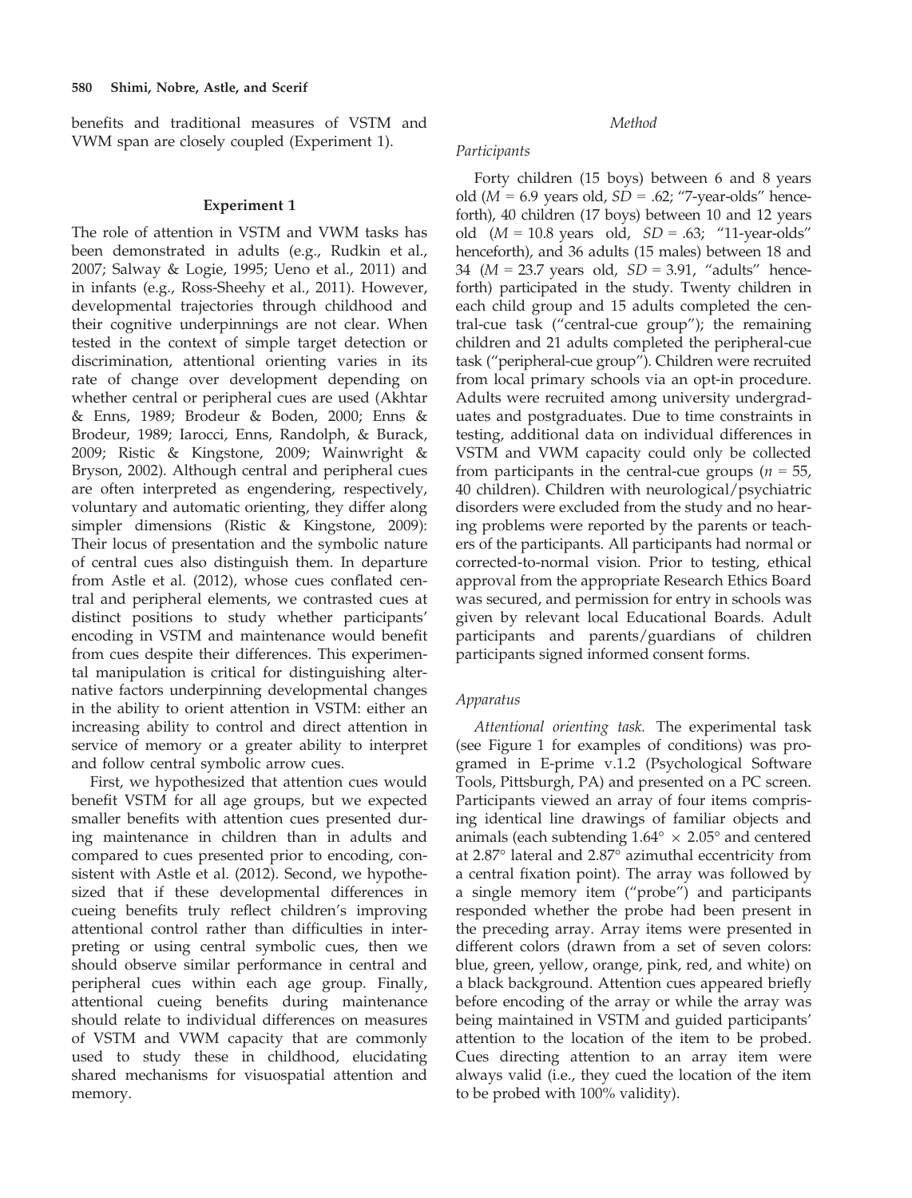benefits and traditional measures of VSTM and VWM span are closely coupled (Experiment 1).

## Experiment 1

The role of attention in VSTM and VWM tasks has been demonstrated in adults (e.g., Rudkin et al., 2007; Salway & Logie, 1995; Ueno et al., 2011) and in infants (e.g., Ross-Sheehy et al., 2011). However, developmental trajectories through childhood and their cognitive underpinnings are not clear. When tested in the context of simple target detection or discrimination, attentional orienting varies in its rate of change over development depending on whether central or peripheral cues are used (Akhtar & Enns, 1989; Brodeur & Boden, 2000; Enns & Brodeur, 1989; Iarocci, Enns, Randolph, & Burack, 2009; Ristic & Kingstone, 2009; Wainwright & Bryson, 2002). Although central and peripheral cues are often interpreted as engendering, respectively, voluntary and automatic orienting, they differ along simpler dimensions (Ristic & Kingstone, 2009): Their locus of presentation and the symbolic nature of central cues also distinguish them. In departure from Astle et al. (2012), whose cues conflated central and peripheral elements, we contrasted cues at distinct positions to study whether participants' encoding in VSTM and maintenance would benefit from cues despite their differences. This experimental manipulation is critical for distinguishing alternative factors underpinning developmental changes in the ability to orient attention in VSTM: either an increasing ability to control and direct attention in service of memory or a greater ability to interpret and follow central symbolic arrow cues.

First, we hypothesized that attention cues would benefit VSTM for all age groups, but we expected smaller benefits with attention cues presented during maintenance in children than in adults and compared to cues presented prior to encoding, consistent with Astle et al. (2012). Second, we hypothesized that if these developmental differences in cueing benefits truly reflect children's improving attentional control rather than difficulties in interpreting or using central symbolic cues, then we should observe similar performance in central and peripheral cues within each age group. Finally, attentional cueing benefits during maintenance should relate to individual differences on measures of VSTM and VWM capacity that are commonly used to study these in childhood, elucidating shared mechanisms for visuospatial attention and memory.

### *Method*

#### *Participants*

Forty children (15 boys) between 6 and 8 years old ($M$ = 6.9 years old, $SD$ = .62; "7-year-olds" henceforth), 40 children (17 boys) between 10 and 12 years old ($M$ = 10.8 years old, $SD$ = .63; "11-year-olds" henceforth), and 36 adults (15 males) between 18 and 34 ($M$ = 23.7 years old, $SD$ = 3.91, "adults" henceforth) participated in the study. Twenty children in each child group and 15 adults completed the central-cue task ("central-cue group"); the remaining children and 21 adults completed the peripheral-cue task ("peripheral-cue group"). Children were recruited from local primary schools via an opt-in procedure. Adults were recruited among university undergraduates and postgraduates. Due to time constraints in testing, additional data on individual differences in VSTM and VWM capacity could only be collected from participants in the central-cue groups ($n$ = 55, 40 children). Children with neurological/psychiatric disorders were excluded from the study and no hearing problems were reported by the parents or teachers of the participants. All participants had normal or corrected-to-normal vision. Prior to testing, ethical approval from the appropriate Research Ethics Board was secured, and permission for entry in schools was given by relevant local Educational Boards. Adult participants and parents/guardians of children participants signed informed consent forms.

#### *Apparatus*

*Attentional orienting task.* The experimental task (see Figure 1 for examples of conditions) was programed in E-prime v.1.2 (Psychological Software Tools, Pittsburgh, PA) and presented on a PC screen. Participants viewed an array of four items comprising identical line drawings of familiar objects and animals (each subtending $1.64° \times 2.05°$ and centered at 2.87° lateral and 2.87° azimuthal eccentricity from a central fixation point). The array was followed by a single memory item ("probe") and participants responded whether the probe had been present in the preceding array. Array items were presented in different colors (drawn from a set of seven colors: blue, green, yellow, orange, pink, red, and white) on a black background. Attention cues appeared briefly before encoding of the array or while the array was being maintained in VSTM and guided participants' attention to the location of the item to be probed. Cues directing attention to an array item were always valid (i.e., they cued the location of the item to be probed with 100% validity).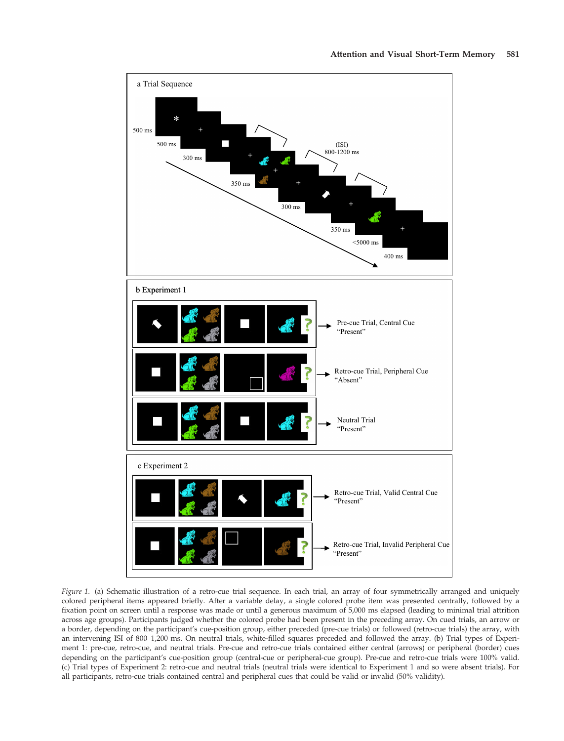*Figure 1.* (a) Schematic illustration of a retro-cue trial sequence. In each trial, an array of four symmetrically arranged and uniquely colored peripheral items appeared briefly. After a variable delay, a single colored probe item was presented centrally, followed by a fixation point on screen until a response was made or until a generous maximum of 5,000 ms elapsed (leading to minimal trial attrition across age groups). Participants judged whether the colored probe had been present in the preceding array. On cued trials, an arrow or a border, depending on the participant's cue-position group, either preceded (pre-cue trials) or followed (retro-cue trials) the array, with an intervening ISI of 800–1,200 ms. On neutral trials, white-filled squares preceded and followed the array. (b) Trial types of Experiment 1: pre-cue, retro-cue, and neutral trials. Pre-cue and retro-cue trials contained either central (arrows) or peripheral (border) cues depending on the participant's cue-position group (central-cue or peripheral-cue group). Pre-cue and retro-cue trials were 100% valid. (c) Trial types of Experiment 2: retro-cue and neutral trials (neutral trials were identical to Experiment 1 and so were absent trials). For all participants, retro-cue trials contained central and peripheral cues that could be valid or invalid (50% validity).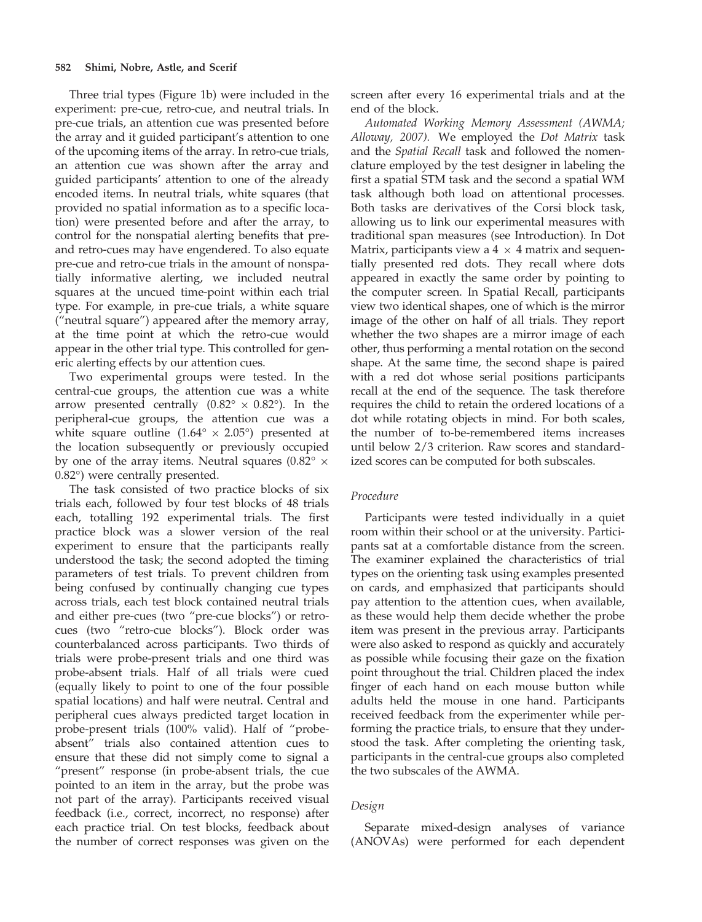Three trial types (Figure 1b) were included in the experiment: pre-cue, retro-cue, and neutral trials. In pre-cue trials, an attention cue was presented before the array and it guided participant's attention to one of the upcoming items of the array. In retro-cue trials, an attention cue was shown after the array and guided participants' attention to one of the already encoded items. In neutral trials, white squares (that provided no spatial information as to a specific location) were presented before and after the array, to control for the nonspatial alerting benefits that pre- and retro-cues may have engendered. To also equate pre-cue and retro-cue trials in the amount of nonspatially informative alerting, we included neutral squares at the uncued time-point within each trial type. For example, in pre-cue trials, a white square ("neutral square") appeared after the memory array, at the time point at which the retro-cue would appear in the other trial type. This controlled for generic alerting effects by our attention cues.

Two experimental groups were tested. In the central-cue groups, the attention cue was a white arrow presented centrally (0.82° × 0.82°). In the peripheral-cue groups, the attention cue was a white square outline (1.64° × 2.05°) presented at the location subsequently or previously occupied by one of the array items. Neutral squares (0.82° × 0.82°) were centrally presented.

The task consisted of two practice blocks of six trials each, followed by four test blocks of 48 trials each, totalling 192 experimental trials. The first practice block was a slower version of the real experiment to ensure that the participants really understood the task; the second adopted the timing parameters of test trials. To prevent children from being confused by continually changing cue types across trials, each test block contained neutral trials and either pre-cues (two "pre-cue blocks") or retro-cues (two "retro-cue blocks"). Block order was counterbalanced across participants. Two thirds of trials were probe-present trials and one third was probe-absent trials. Half of all trials were cued (equally likely to point to one of the four possible spatial locations) and half were neutral. Central and peripheral cues always predicted target location in probe-present trials (100% valid). Half of "probe-absent" trials also contained attention cues to ensure that these did not simply come to signal a "present" response (in probe-absent trials, the cue pointed to an item in the array, but the probe was not part of the array). Participants received visual feedback (i.e., correct, incorrect, no response) after each practice trial. On test blocks, feedback about the number of correct responses was given on the screen after every 16 experimental trials and at the end of the block.

*Automated Working Memory Assessment (AWMA; Alloway, 2007).* We employed the *Dot Matrix* task and the *Spatial Recall* task and followed the nomenclature employed by the test designer in labeling the first a spatial STM task and the second a spatial WM task although both load on attentional processes. Both tasks are derivatives of the Corsi block task, allowing us to link our experimental measures with traditional span measures (see Introduction). In Dot Matrix, participants view a 4 × 4 matrix and sequentially presented red dots. They recall where dots appeared in exactly the same order by pointing to the computer screen. In Spatial Recall, participants view two identical shapes, one of which is the mirror image of the other on half of all trials. They report whether the two shapes are a mirror image of each other, thus performing a mental rotation on the second shape. At the same time, the second shape is paired with a red dot whose serial positions participants recall at the end of the sequence. The task therefore requires the child to retain the ordered locations of a dot while rotating objects in mind. For both scales, the number of to-be-remembered items increases until below 2/3 criterion. Raw scores and standardized scores can be computed for both subscales.

### Procedure

Participants were tested individually in a quiet room within their school or at the university. Participants sat at a comfortable distance from the screen. The examiner explained the characteristics of trial types on the orienting task using examples presented on cards, and emphasized that participants should pay attention to the attention cues, when available, as these would help them decide whether the probe item was present in the previous array. Participants were also asked to respond as quickly and accurately as possible while focusing their gaze on the fixation point throughout the trial. Children placed the index finger of each hand on each mouse button while adults held the mouse in one hand. Participants received feedback from the experimenter while performing the practice trials, to ensure that they understood the task. After completing the orienting task, participants in the central-cue groups also completed the two subscales of the AWMA.

### Design

Separate mixed-design analyses of variance (ANOVAs) were performed for each dependent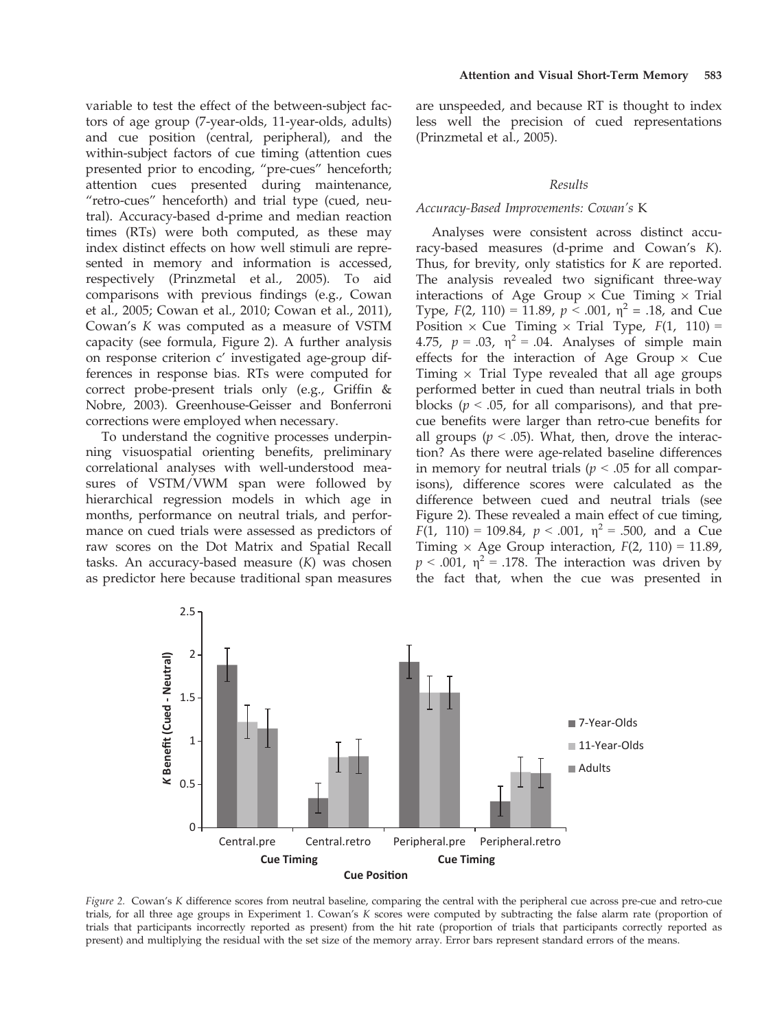variable to test the effect of the between-subject factors of age group (7-year-olds, 11-year-olds, adults) and cue position (central, peripheral), and the within-subject factors of cue timing (attention cues presented prior to encoding, "pre-cues" henceforth; attention cues presented during maintenance, "retro-cues" henceforth) and trial type (cued, neutral). Accuracy-based d-prime and median reaction times (RTs) were both computed, as these may index distinct effects on how well stimuli are represented in memory and information is accessed, respectively (Prinzmetal et al., 2005). To aid comparisons with previous findings (e.g., Cowan et al., 2005; Cowan et al., 2010; Cowan et al., 2011), Cowan's $K$ was computed as a measure of VSTM capacity (see formula, Figure 2). A further analysis on response criterion c′ investigated age-group differences in response bias. RTs were computed for correct probe-present trials only (e.g., Griffin & Nobre, 2003). Greenhouse-Geisser and Bonferroni corrections were employed when necessary.

To understand the cognitive processes underpinning visuospatial orienting benefits, preliminary correlational analyses with well-understood measures of VSTM/VWM span were followed by hierarchical regression models in which age in months, performance on neutral trials, and performance on cued trials were assessed as predictors of raw scores on the Dot Matrix and Spatial Recall tasks. An accuracy-based measure ($K$) was chosen as predictor here because traditional span measures are unspeeded, and because RT is thought to index less well the precision of cued representations (Prinzmetal et al., 2005).

## Results

### Accuracy-Based Improvements: Cowan's K

Analyses were consistent across distinct accuracy-based measures (d-prime and Cowan's $K$). Thus, for brevity, only statistics for $K$ are reported. The analysis revealed two significant three-way interactions of Age Group × Cue Timing × Trial Type, $F(2,\ 110) = 11.89$, $p < .001$, $\eta^2 = .18$, and Cue Position × Cue Timing × Trial Type, $F(1,\ 110) = 4.75$, $p = .03$, $\eta^2 = .04$. Analyses of simple main effects for the interaction of Age Group × Cue Timing × Trial Type revealed that all age groups performed better in cued than neutral trials in both blocks ($p < .05$, for all comparisons), and that pre-cue benefits were larger than retro-cue benefits for all groups ($p < .05$). What, then, drove the interaction? As there were age-related baseline differences in memory for neutral trials ($p < .05$ for all comparisons), difference scores were calculated as the difference between cued and neutral trials (see Figure 2). These revealed a main effect of cue timing, $F(1,\ 110) = 109.84$, $p < .001$, $\eta^2 = .500$, and a Cue Timing × Age Group interaction, $F(2,\ 110) = 11.89$, $p < .001$, $\eta^2 = .178$. The interaction was driven by the fact that, when the cue was presented in

*Figure 2.* Cowan's $K$ difference scores from neutral baseline, comparing the central with the peripheral cue across pre-cue and retro-cue trials, for all three age groups in Experiment 1. Cowan's $K$ scores were computed by subtracting the false alarm rate (proportion of trials that participants incorrectly reported as present) from the hit rate (proportion of trials that participants correctly reported as present) and multiplying the residual with the set size of the memory array. Error bars represent standard errors of the means.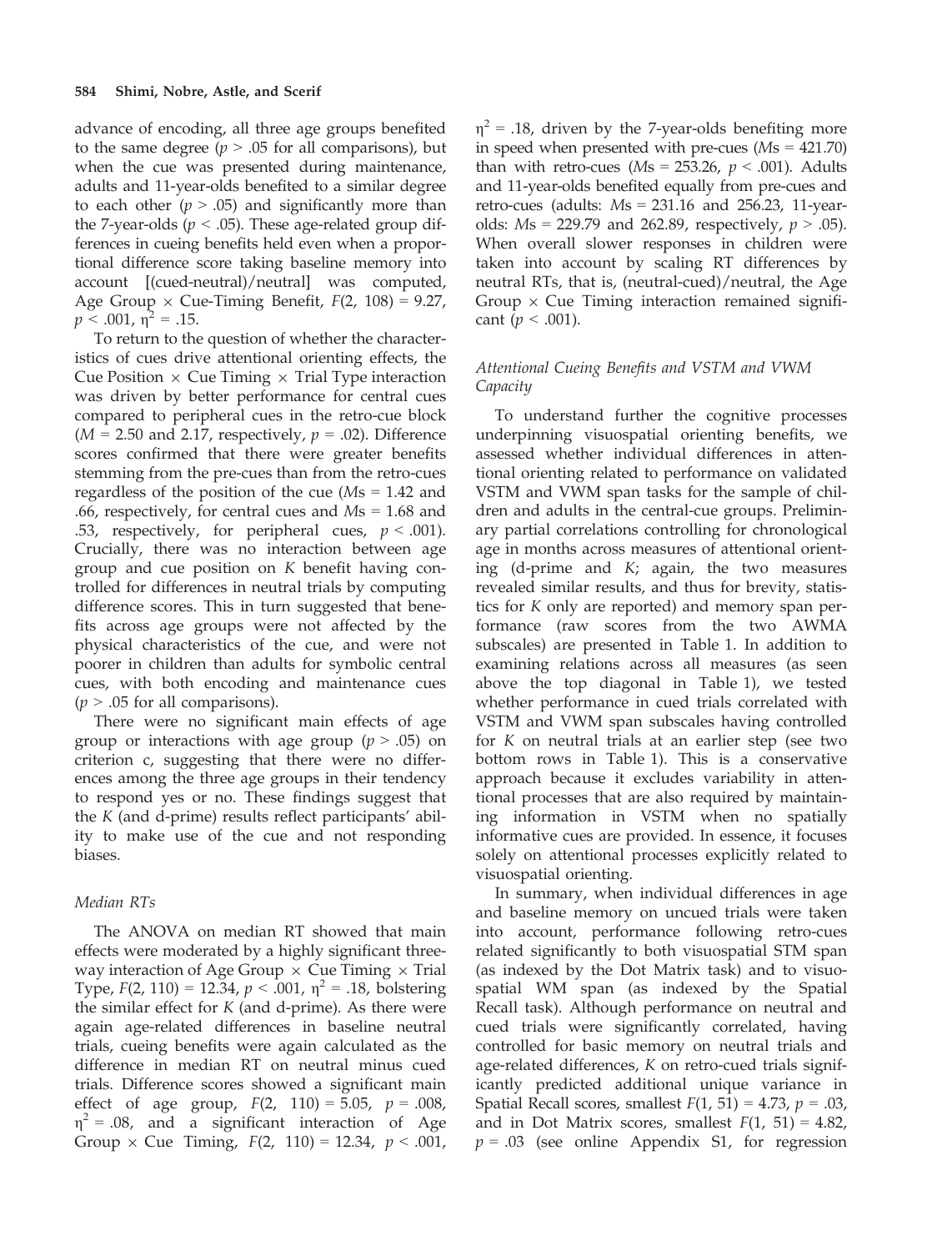advance of encoding, all three age groups benefited to the same degree ($p > .05$ for all comparisons), but when the cue was presented during maintenance, adults and 11-year-olds benefited to a similar degree to each other ($p > .05$) and significantly more than the 7-year-olds ($p < .05$). These age-related group differences in cueing benefits held even when a proportional difference score taking baseline memory into account [(cued-neutral)/neutral] was computed, Age Group × Cue-Timing Benefit, $F(2, 108) = 9.27$, $p < .001$, $\eta^2 = .15$.

To return to the question of whether the characteristics of cues drive attentional orienting effects, the Cue Position × Cue Timing × Trial Type interaction was driven by better performance for central cues compared to peripheral cues in the retro-cue block ($M = 2.50$ and 2.17, respectively, $p = .02$). Difference scores confirmed that there were greater benefits stemming from the pre-cues than from the retro-cues regardless of the position of the cue ($Ms = 1.42$ and .66, respectively, for central cues and $Ms = 1.68$ and .53, respectively, for peripheral cues, $p < .001$). Crucially, there was no interaction between age group and cue position on $K$ benefit having controlled for differences in neutral trials by computing difference scores. This in turn suggested that benefits across age groups were not affected by the physical characteristics of the cue, and were not poorer in children than adults for symbolic central cues, with both encoding and maintenance cues ($p > .05$ for all comparisons).

There were no significant main effects of age group or interactions with age group ($p > .05$) on criterion c, suggesting that there were no differences among the three age groups in their tendency to respond yes or no. These findings suggest that the $K$ (and d-prime) results reflect participants' ability to make use of the cue and not responding biases.

### *Median RTs*

The ANOVA on median RT showed that main effects were moderated by a highly significant three-way interaction of Age Group × Cue Timing × Trial Type, $F(2, 110) = 12.34$, $p < .001$, $\eta^2 = .18$, bolstering the similar effect for $K$ (and d-prime). As there were again age-related differences in baseline neutral trials, cueing benefits were again calculated as the difference in median RT on neutral minus cued trials. Difference scores showed a significant main effect of age group, $F(2, 110) = 5.05$, $p = .008$, $\eta^2 = .08$, and a significant interaction of Age Group × Cue Timing, $F(2, 110) = 12.34$, $p < .001$, $\eta^2 = .18$, driven by the 7-year-olds benefiting more in speed when presented with pre-cues ($Ms = 421.70$) than with retro-cues ($Ms = 253.26$, $p < .001$). Adults and 11-year-olds benefited equally from pre-cues and retro-cues (adults: $Ms = 231.16$ and 256.23, 11-year-olds: $Ms = 229.79$ and 262.89, respectively, $p > .05$). When overall slower responses in children were taken into account by scaling RT differences by neutral RTs, that is, (neutral-cued)/neutral, the Age Group × Cue Timing interaction remained significant ($p < .001$).

### *Attentional Cueing Benefits and VSTM and VWM Capacity*

To understand further the cognitive processes underpinning visuospatial orienting benefits, we assessed whether individual differences in attentional orienting related to performance on validated VSTM and VWM span tasks for the sample of children and adults in the central-cue groups. Preliminary partial correlations controlling for chronological age in months across measures of attentional orienting (d-prime and $K$; again, the two measures revealed similar results, and thus for brevity, statistics for $K$ only are reported) and memory span performance (raw scores from the two AWMA subscales) are presented in Table 1. In addition to examining relations across all measures (as seen above the top diagonal in Table 1), we tested whether performance in cued trials correlated with VSTM and VWM span subscales having controlled for $K$ on neutral trials at an earlier step (see two bottom rows in Table 1). This is a conservative approach because it excludes variability in attentional processes that are also required by maintaining information in VSTM when no spatially informative cues are provided. In essence, it focuses solely on attentional processes explicitly related to visuospatial orienting.

In summary, when individual differences in age and baseline memory on uncued trials were taken into account, performance following retro-cues related significantly to both visuospatial STM span (as indexed by the Dot Matrix task) and to visuospatial WM span (as indexed by the Spatial Recall task). Although performance on neutral and cued trials were significantly correlated, having controlled for basic memory on neutral trials and age-related differences, $K$ on retro-cued trials significantly predicted additional unique variance in Spatial Recall scores, smallest $F(1, 51) = 4.73$, $p = .03$, and in Dot Matrix scores, smallest $F(1, 51) = 4.82$, $p = .03$ (see online Appendix S1, for regression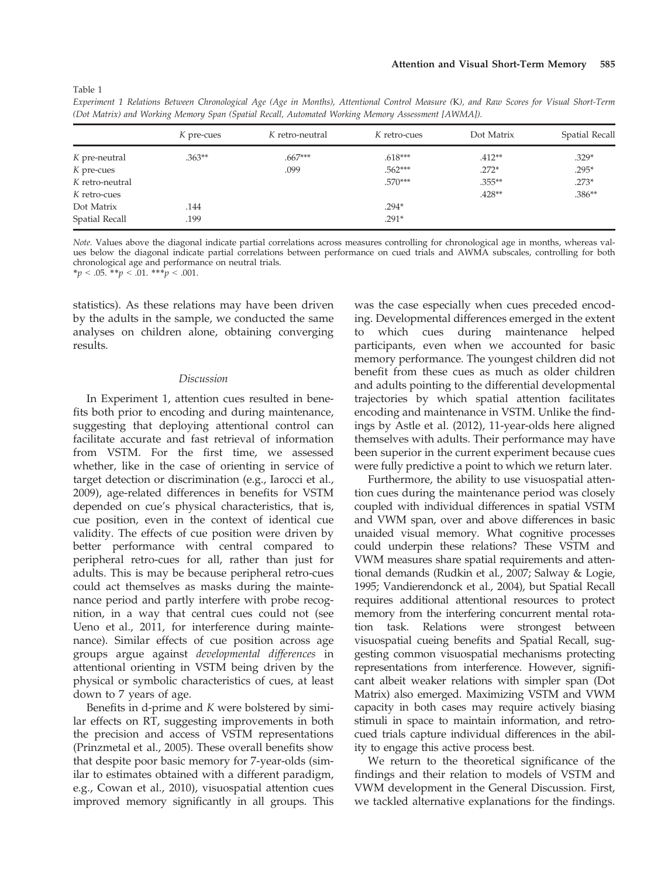Table 1

*Experiment 1 Relations Between Chronological Age (Age in Months), Attentional Control Measure (*K*), and Raw Scores for Visual Short-Term (Dot Matrix) and Working Memory Span (Spatial Recall, Automated Working Memory Assessment [AWMA]).*

| | *K* pre-cues | *K* retro-neutral | *K* retro-cues | Dot Matrix | Spatial Recall |
|---|---|---|---|---|---|
| *K* pre-neutral | .363** | .667*** | .618*** | .412** | .329* |
| *K* pre-cues | | .099 | .562*** | .272* | .295* |
| *K* retro-neutral | | | .570*** | .355** | .273* |
| *K* retro-cues | | | | .428** | .386** |
| Dot Matrix | .144 | | .294* | | |
| Spatial Recall | .199 | | .291* | | |

*Note.* Values above the diagonal indicate partial correlations across measures controlling for chronological age in months, whereas values below the diagonal indicate partial correlations between performance on cued trials and AWMA subscales, controlling for both chronological age and performance on neutral trials.
*$p < .05$. **$p < .01$. ***$p < .001$.

statistics). As these relations may have been driven by the adults in the sample, we conducted the same analyses on children alone, obtaining converging results.

### Discussion

In Experiment 1, attention cues resulted in benefits both prior to encoding and during maintenance, suggesting that deploying attentional control can facilitate accurate and fast retrieval of information from VSTM. For the first time, we assessed whether, like in the case of orienting in service of target detection or discrimination (e.g., Iarocci et al., 2009), age-related differences in benefits for VSTM depended on cue's physical characteristics, that is, cue position, even in the context of identical cue validity. The effects of cue position were driven by better performance with central compared to peripheral retro-cues for all, rather than just for adults. This is may be because peripheral retro-cues could act themselves as masks during the maintenance period and partly interfere with probe recognition, in a way that central cues could not (see Ueno et al., 2011, for interference during maintenance). Similar effects of cue position across age groups argue against *developmental differences* in attentional orienting in VSTM being driven by the physical or symbolic characteristics of cues, at least down to 7 years of age.

Benefits in d-prime and *K* were bolstered by similar effects on RT, suggesting improvements in both the precision and access of VSTM representations (Prinzmetal et al., 2005). These overall benefits show that despite poor basic memory for 7-year-olds (similar to estimates obtained with a different paradigm, e.g., Cowan et al., 2010), visuospatial attention cues improved memory significantly in all groups. This was the case especially when cues preceded encoding. Developmental differences emerged in the extent to which cues during maintenance helped participants, even when we accounted for basic memory performance. The youngest children did not benefit from these cues as much as older children and adults pointing to the differential developmental trajectories by which spatial attention facilitates encoding and maintenance in VSTM. Unlike the findings by Astle et al. (2012), 11-year-olds here aligned themselves with adults. Their performance may have been superior in the current experiment because cues were fully predictive a point to which we return later.

Furthermore, the ability to use visuospatial attention cues during the maintenance period was closely coupled with individual differences in spatial VSTM and VWM span, over and above differences in basic unaided visual memory. What cognitive processes could underpin these relations? These VSTM and VWM measures share spatial requirements and attentional demands (Rudkin et al., 2007; Salway & Logie, 1995; Vandierendonck et al., 2004), but Spatial Recall requires additional attentional resources to protect memory from the interfering concurrent mental rotation task. Relations were strongest between visuospatial cueing benefits and Spatial Recall, suggesting common visuospatial mechanisms protecting representations from interference. However, significant albeit weaker relations with simpler span (Dot Matrix) also emerged. Maximizing VSTM and VWM capacity in both cases may require actively biasing stimuli in space to maintain information, and retro-cued trials capture individual differences in the ability to engage this active process best.

We return to the theoretical significance of the findings and their relation to models of VSTM and VWM development in the General Discussion. First, we tackled alternative explanations for the findings.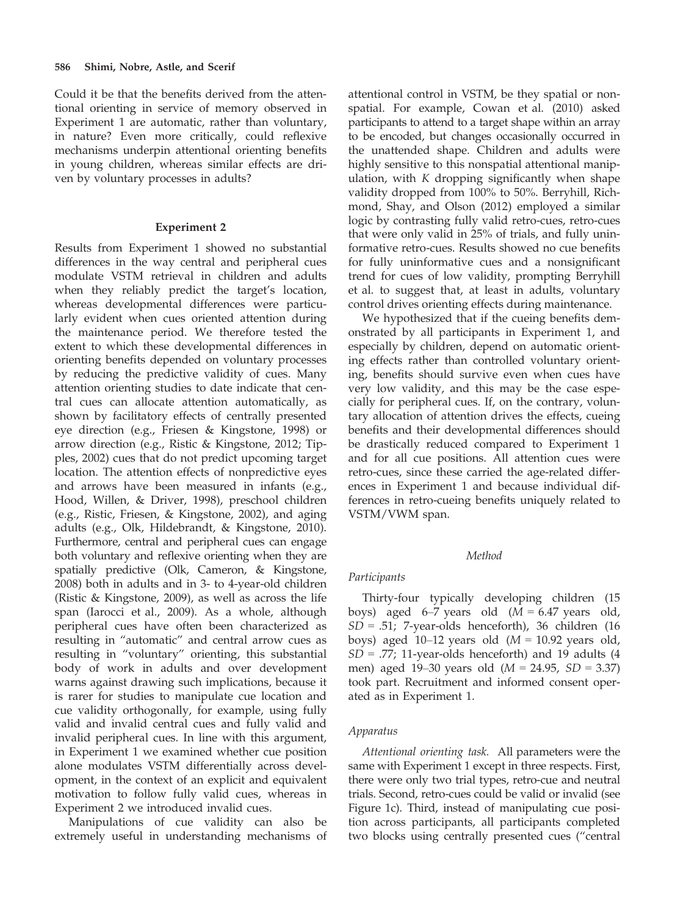Could it be that the benefits derived from the attentional orienting in service of memory observed in Experiment 1 are automatic, rather than voluntary, in nature? Even more critically, could reflexive mechanisms underpin attentional orienting benefits in young children, whereas similar effects are driven by voluntary processes in adults?

## Experiment 2

Results from Experiment 1 showed no substantial differences in the way central and peripheral cues modulate VSTM retrieval in children and adults when they reliably predict the target's location, whereas developmental differences were particularly evident when cues oriented attention during the maintenance period. We therefore tested the extent to which these developmental differences in orienting benefits depended on voluntary processes by reducing the predictive validity of cues. Many attention orienting studies to date indicate that central cues can allocate attention automatically, as shown by facilitatory effects of centrally presented eye direction (e.g., Friesen & Kingstone, 1998) or arrow direction (e.g., Ristic & Kingstone, 2012; Tipples, 2002) cues that do not predict upcoming target location. The attention effects of nonpredictive eyes and arrows have been measured in infants (e.g., Hood, Willen, & Driver, 1998), preschool children (e.g., Ristic, Friesen, & Kingstone, 2002), and aging adults (e.g., Olk, Hildebrandt, & Kingstone, 2010). Furthermore, central and peripheral cues can engage both voluntary and reflexive orienting when they are spatially predictive (Olk, Cameron, & Kingstone, 2008) both in adults and in 3- to 4-year-old children (Ristic & Kingstone, 2009), as well as across the life span (Iarocci et al., 2009). As a whole, although peripheral cues have often been characterized as resulting in "automatic" and central arrow cues as resulting in "voluntary" orienting, this substantial body of work in adults and over development warns against drawing such implications, because it is rarer for studies to manipulate cue location and cue validity orthogonally, for example, using fully valid and invalid central cues and fully valid and invalid peripheral cues. In line with this argument, in Experiment 1 we examined whether cue position alone modulates VSTM differentially across development, in the context of an explicit and equivalent motivation to follow fully valid cues, whereas in Experiment 2 we introduced invalid cues.

Manipulations of cue validity can also be extremely useful in understanding mechanisms of attentional control in VSTM, be they spatial or nonspatial. For example, Cowan et al. (2010) asked participants to attend to a target shape within an array to be encoded, but changes occasionally occurred in the unattended shape. Children and adults were highly sensitive to this nonspatial attentional manipulation, with $K$ dropping significantly when shape validity dropped from 100% to 50%. Berryhill, Richmond, Shay, and Olson (2012) employed a similar logic by contrasting fully valid retro-cues, retro-cues that were only valid in 25% of trials, and fully uninformative retro-cues. Results showed no cue benefits for fully uninformative cues and a nonsignificant trend for cues of low validity, prompting Berryhill et al. to suggest that, at least in adults, voluntary control drives orienting effects during maintenance.

We hypothesized that if the cueing benefits demonstrated by all participants in Experiment 1, and especially by children, depend on automatic orienting effects rather than controlled voluntary orienting, benefits should survive even when cues have very low validity, and this may be the case especially for peripheral cues. If, on the contrary, voluntary allocation of attention drives the effects, cueing benefits and their developmental differences should be drastically reduced compared to Experiment 1 and for all cue positions. All attention cues were retro-cues, since these carried the age-related differences in Experiment 1 and because individual differences in retro-cueing benefits uniquely related to VSTM/VWM span.

### Method

#### Participants

Thirty-four typically developing children (15 boys) aged 6–7 years old ($M$ = 6.47 years old, $SD$ = .51; 7-year-olds henceforth), 36 children (16 boys) aged 10–12 years old ($M$ = 10.92 years old, $SD$ = .77; 11-year-olds henceforth) and 19 adults (4 men) aged 19–30 years old ($M$ = 24.95, $SD$ = 3.37) took part. Recruitment and informed consent operated as in Experiment 1.

#### Apparatus

*Attentional orienting task.* All parameters were the same with Experiment 1 except in three respects. First, there were only two trial types, retro-cue and neutral trials. Second, retro-cues could be valid or invalid (see Figure 1c). Third, instead of manipulating cue position across participants, all participants completed two blocks using centrally presented cues ("central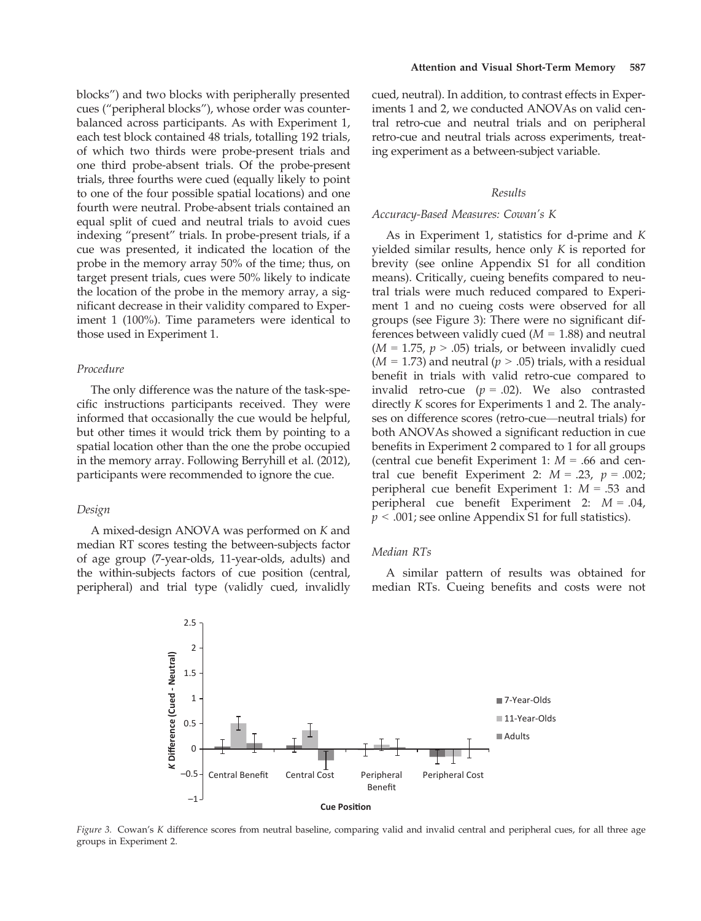blocks") and two blocks with peripherally presented cues ("peripheral blocks"), whose order was counterbalanced across participants. As with Experiment 1, each test block contained 48 trials, totalling 192 trials, of which two thirds were probe-present trials and one third probe-absent trials. Of the probe-present trials, three fourths were cued (equally likely to point to one of the four possible spatial locations) and one fourth were neutral. Probe-absent trials contained an equal split of cued and neutral trials to avoid cues indexing "present" trials. In probe-present trials, if a cue was presented, it indicated the location of the probe in the memory array 50% of the time; thus, on target present trials, cues were 50% likely to indicate the location of the probe in the memory array, a significant decrease in their validity compared to Experiment 1 (100%). Time parameters were identical to those used in Experiment 1.

### *Procedure*

The only difference was the nature of the task-specific instructions participants received. They were informed that occasionally the cue would be helpful, but other times it would trick them by pointing to a spatial location other than the one the probe occupied in the memory array. Following Berryhill et al. (2012), participants were recommended to ignore the cue.

### *Design*

A mixed-design ANOVA was performed on *K* and median RT scores testing the between-subjects factor of age group (7-year-olds, 11-year-olds, adults) and the within-subjects factors of cue position (central, peripheral) and trial type (validly cued, invalidly cued, neutral). In addition, to contrast effects in Experiments 1 and 2, we conducted ANOVAs on valid central retro-cue and neutral trials and on peripheral retro-cue and neutral trials across experiments, treating experiment as a between-subject variable.

## *Results*

### *Accuracy-Based Measures: Cowan's K*

As in Experiment 1, statistics for d-prime and *K* yielded similar results, hence only *K* is reported for brevity (see online Appendix S1 for all condition means). Critically, cueing benefits compared to neutral trials were much reduced compared to Experiment 1 and no cueing costs were observed for all groups (see Figure 3): There were no significant differences between validly cued ($M$ = 1.88) and neutral ($M$ = 1.75, $p > .05$) trials, or between invalidly cued ($M$ = 1.73) and neutral ($p > .05$) trials, with a residual benefit in trials with valid retro-cue compared to invalid retro-cue ($p$ = .02). We also contrasted directly *K* scores for Experiments 1 and 2. The analyses on difference scores (retro-cue—neutral trials) for both ANOVAs showed a significant reduction in cue benefits in Experiment 2 compared to 1 for all groups (central cue benefit Experiment 1: $M$ = .66 and central cue benefit Experiment 2: $M$ = .23, $p$ = .002; peripheral cue benefit Experiment 1: $M$ = .53 and peripheral cue benefit Experiment 2: $M$ = .04, $p < .001$; see online Appendix S1 for full statistics).

### *Median RTs*

A similar pattern of results was obtained for median RTs. Cueing benefits and costs were not

*Figure 3.* Cowan's *K* difference scores from neutral baseline, comparing valid and invalid central and peripheral cues, for all three age groups in Experiment 2.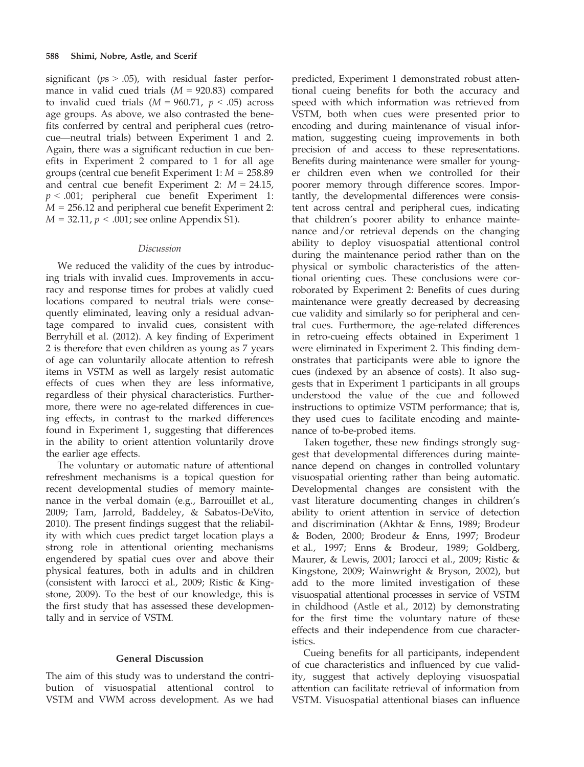significant ($ps > .05$), with residual faster performance in valid cued trials ($M = 920.83$) compared to invalid cued trials ($M = 960.71$, $p < .05$) across age groups. As above, we also contrasted the benefits conferred by central and peripheral cues (retrocue—neutral trials) between Experiment 1 and 2. Again, there was a significant reduction in cue benefits in Experiment 2 compared to 1 for all age groups (central cue benefit Experiment 1: $M = 258.89$ and central cue benefit Experiment 2: $M = 24.15$, $p < .001$; peripheral cue benefit Experiment 1: $M = 256.12$ and peripheral cue benefit Experiment 2: $M = 32.11$, $p < .001$; see online Appendix S1).

### *Discussion*

We reduced the validity of the cues by introducing trials with invalid cues. Improvements in accuracy and response times for probes at validly cued locations compared to neutral trials were consequently eliminated, leaving only a residual advantage compared to invalid cues, consistent with Berryhill et al. (2012). A key finding of Experiment 2 is therefore that even children as young as 7 years of age can voluntarily allocate attention to refresh items in VSTM as well as largely resist automatic effects of cues when they are less informative, regardless of their physical characteristics. Furthermore, there were no age-related differences in cueing effects, in contrast to the marked differences found in Experiment 1, suggesting that differences in the ability to orient attention voluntarily drove the earlier age effects.

The voluntary or automatic nature of attentional refreshment mechanisms is a topical question for recent developmental studies of memory maintenance in the verbal domain (e.g., Barrouillet et al., 2009; Tam, Jarrold, Baddeley, & Sabatos-DeVito, 2010). The present findings suggest that the reliability with which cues predict target location plays a strong role in attentional orienting mechanisms engendered by spatial cues over and above their physical features, both in adults and in children (consistent with Iarocci et al., 2009; Ristic & Kingstone, 2009). To the best of our knowledge, this is the first study that has assessed these developmentally and in service of VSTM.

## General Discussion

The aim of this study was to understand the contribution of visuospatial attentional control to VSTM and VWM across development. As we had predicted, Experiment 1 demonstrated robust attentional cueing benefits for both the accuracy and speed with which information was retrieved from VSTM, both when cues were presented prior to encoding and during maintenance of visual information, suggesting cueing improvements in both precision of and access to these representations. Benefits during maintenance were smaller for younger children even when we controlled for their poorer memory through difference scores. Importantly, the developmental differences were consistent across central and peripheral cues, indicating that children's poorer ability to enhance maintenance and/or retrieval depends on the changing ability to deploy visuospatial attentional control during the maintenance period rather than on the physical or symbolic characteristics of the attentional orienting cues. These conclusions were corroborated by Experiment 2: Benefits of cues during maintenance were greatly decreased by decreasing cue validity and similarly so for peripheral and central cues. Furthermore, the age-related differences in retro-cueing effects obtained in Experiment 1 were eliminated in Experiment 2. This finding demonstrates that participants were able to ignore the cues (indexed by an absence of costs). It also suggests that in Experiment 1 participants in all groups understood the value of the cue and followed instructions to optimize VSTM performance; that is, they used cues to facilitate encoding and maintenance of to-be-probed items.

Taken together, these new findings strongly suggest that developmental differences during maintenance depend on changes in controlled voluntary visuospatial orienting rather than being automatic. Developmental changes are consistent with the vast literature documenting changes in children's ability to orient attention in service of detection and discrimination (Akhtar & Enns, 1989; Brodeur & Boden, 2000; Brodeur & Enns, 1997; Brodeur et al., 1997; Enns & Brodeur, 1989; Goldberg, Maurer, & Lewis, 2001; Iarocci et al., 2009; Ristic & Kingstone, 2009; Wainwright & Bryson, 2002), but add to the more limited investigation of these visuospatial attentional processes in service of VSTM in childhood (Astle et al., 2012) by demonstrating for the first time the voluntary nature of these effects and their independence from cue characteristics.

Cueing benefits for all participants, independent of cue characteristics and influenced by cue validity, suggest that actively deploying visuospatial attention can facilitate retrieval of information from VSTM. Visuospatial attentional biases can influence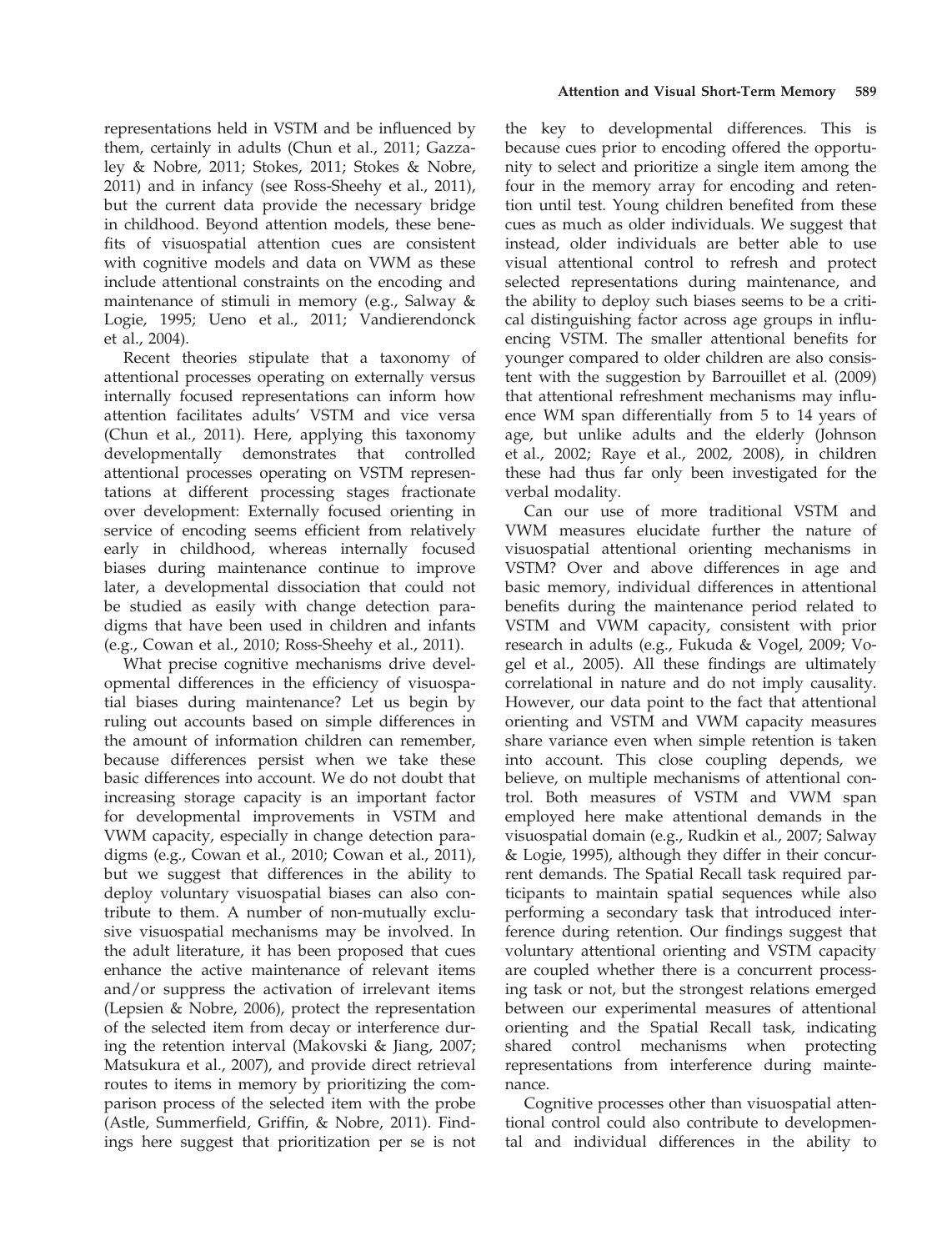representations held in VSTM and be influenced by them, certainly in adults (Chun et al., 2011; Gazzaley & Nobre, 2011; Stokes, 2011; Stokes & Nobre, 2011) and in infancy (see Ross-Sheehy et al., 2011), but the current data provide the necessary bridge in childhood. Beyond attention models, these benefits of visuospatial attention cues are consistent with cognitive models and data on VWM as these include attentional constraints on the encoding and maintenance of stimuli in memory (e.g., Salway & Logie, 1995; Ueno et al., 2011; Vandierendonck et al., 2004).

Recent theories stipulate that a taxonomy of attentional processes operating on externally versus internally focused representations can inform how attention facilitates adults' VSTM and vice versa (Chun et al., 2011). Here, applying this taxonomy developmentally demonstrates that controlled attentional processes operating on VSTM representations at different processing stages fractionate over development: Externally focused orienting in service of encoding seems efficient from relatively early in childhood, whereas internally focused biases during maintenance continue to improve later, a developmental dissociation that could not be studied as easily with change detection paradigms that have been used in children and infants (e.g., Cowan et al., 2010; Ross-Sheehy et al., 2011).

What precise cognitive mechanisms drive developmental differences in the efficiency of visuospatial biases during maintenance? Let us begin by ruling out accounts based on simple differences in the amount of information children can remember, because differences persist when we take these basic differences into account. We do not doubt that increasing storage capacity is an important factor for developmental improvements in VSTM and VWM capacity, especially in change detection paradigms (e.g., Cowan et al., 2010; Cowan et al., 2011), but we suggest that differences in the ability to deploy voluntary visuospatial biases can also contribute to them. A number of non-mutually exclusive visuospatial mechanisms may be involved. In the adult literature, it has been proposed that cues enhance the active maintenance of relevant items and/or suppress the activation of irrelevant items (Lepsien & Nobre, 2006), protect the representation of the selected item from decay or interference during the retention interval (Makovski & Jiang, 2007; Matsukura et al., 2007), and provide direct retrieval routes to items in memory by prioritizing the comparison process of the selected item with the probe (Astle, Summerfield, Griffin, & Nobre, 2011). Findings here suggest that prioritization per se is not the key to developmental differences. This is because cues prior to encoding offered the opportunity to select and prioritize a single item among the four in the memory array for encoding and retention until test. Young children benefited from these cues as much as older individuals. We suggest that instead, older individuals are better able to use visual attentional control to refresh and protect selected representations during maintenance, and the ability to deploy such biases seems to be a critical distinguishing factor across age groups in influencing VSTM. The smaller attentional benefits for younger compared to older children are also consistent with the suggestion by Barrouillet et al. (2009) that attentional refreshment mechanisms may influence WM span differentially from 5 to 14 years of age, but unlike adults and the elderly (Johnson et al., 2002; Raye et al., 2002, 2008), in children these had thus far only been investigated for the verbal modality.

Can our use of more traditional VSTM and VWM measures elucidate further the nature of visuospatial attentional orienting mechanisms in VSTM? Over and above differences in age and basic memory, individual differences in attentional benefits during the maintenance period related to VSTM and VWM capacity, consistent with prior research in adults (e.g., Fukuda & Vogel, 2009; Vogel et al., 2005). All these findings are ultimately correlational in nature and do not imply causality. However, our data point to the fact that attentional orienting and VSTM and VWM capacity measures share variance even when simple retention is taken into account. This close coupling depends, we believe, on multiple mechanisms of attentional control. Both measures of VSTM and VWM span employed here make attentional demands in the visuospatial domain (e.g., Rudkin et al., 2007; Salway & Logie, 1995), although they differ in their concurrent demands. The Spatial Recall task required participants to maintain spatial sequences while also performing a secondary task that introduced interference during retention. Our findings suggest that voluntary attentional orienting and VSTM capacity are coupled whether there is a concurrent processing task or not, but the strongest relations emerged between our experimental measures of attentional orienting and the Spatial Recall task, indicating shared control mechanisms when protecting representations from interference during maintenance.

Cognitive processes other than visuospatial attentional control could also contribute to developmental and individual differences in the ability to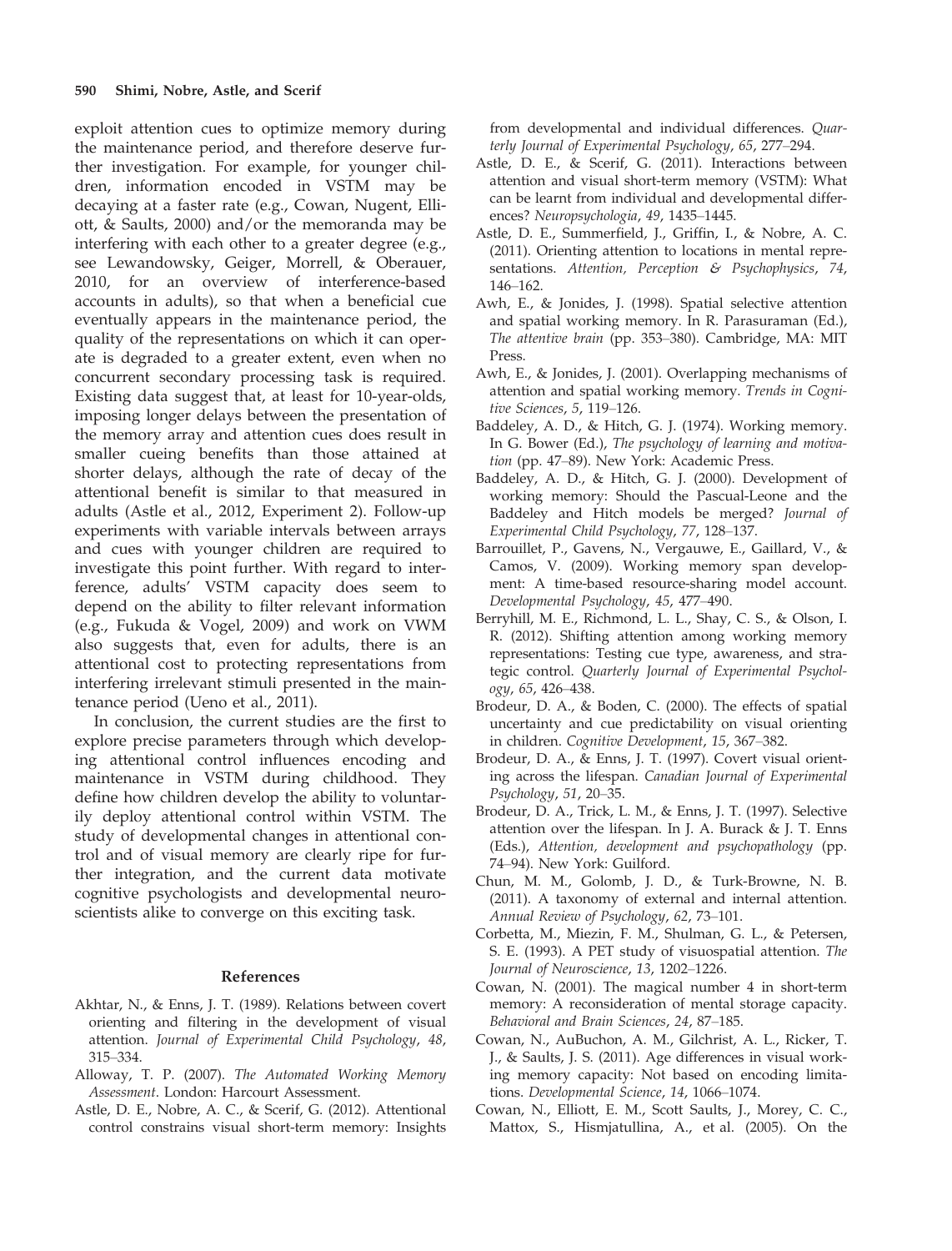exploit attention cues to optimize memory during the maintenance period, and therefore deserve further investigation. For example, for younger children, information encoded in VSTM may be decaying at a faster rate (e.g., Cowan, Nugent, Elliott, & Saults, 2000) and/or the memoranda may be interfering with each other to a greater degree (e.g., see Lewandowsky, Geiger, Morrell, & Oberauer, 2010, for an overview of interference-based accounts in adults), so that when a beneficial cue eventually appears in the maintenance period, the quality of the representations on which it can operate is degraded to a greater extent, even when no concurrent secondary processing task is required. Existing data suggest that, at least for 10-year-olds, imposing longer delays between the presentation of the memory array and attention cues does result in smaller cueing benefits than those attained at shorter delays, although the rate of decay of the attentional benefit is similar to that measured in adults (Astle et al., 2012, Experiment 2). Follow-up experiments with variable intervals between arrays and cues with younger children are required to investigate this point further. With regard to interference, adults' VSTM capacity does seem to depend on the ability to filter relevant information (e.g., Fukuda & Vogel, 2009) and work on VWM also suggests that, even for adults, there is an attentional cost to protecting representations from interfering irrelevant stimuli presented in the maintenance period (Ueno et al., 2011).

In conclusion, the current studies are the first to explore precise parameters through which developing attentional control influences encoding and maintenance in VSTM during childhood. They define how children develop the ability to voluntarily deploy attentional control within VSTM. The study of developmental changes in attentional control and of visual memory are clearly ripe for further integration, and the current data motivate cognitive psychologists and developmental neuroscientists alike to converge on this exciting task.

## References

Akhtar, N., & Enns, J. T. (1989). Relations between covert orienting and filtering in the development of visual attention. *Journal of Experimental Child Psychology*, *48*, 315–334.

Alloway, T. P. (2007). *The Automated Working Memory Assessment*. London: Harcourt Assessment.

Astle, D. E., Nobre, A. C., & Scerif, G. (2012). Attentional control constrains visual short-term memory: Insights from developmental and individual differences. *Quarterly Journal of Experimental Psychology*, *65*, 277–294.

Astle, D. E., & Scerif, G. (2011). Interactions between attention and visual short-term memory (VSTM): What can be learnt from individual and developmental differences? *Neuropsychologia*, *49*, 1435–1445.

Astle, D. E., Summerfield, J., Griffin, I., & Nobre, A. C. (2011). Orienting attention to locations in mental representations. *Attention, Perception & Psychophysics*, *74*, 146–162.

Awh, E., & Jonides, J. (1998). Spatial selective attention and spatial working memory. In R. Parasuraman (Ed.), *The attentive brain* (pp. 353–380). Cambridge, MA: MIT Press.

Awh, E., & Jonides, J. (2001). Overlapping mechanisms of attention and spatial working memory. *Trends in Cognitive Sciences*, *5*, 119–126.

Baddeley, A. D., & Hitch, G. J. (1974). Working memory. In G. Bower (Ed.), *The psychology of learning and motivation* (pp. 47–89). New York: Academic Press.

Baddeley, A. D., & Hitch, G. J. (2000). Development of working memory: Should the Pascual-Leone and the Baddeley and Hitch models be merged? *Journal of Experimental Child Psychology*, *77*, 128–137.

Barrouillet, P., Gavens, N., Vergauwe, E., Gaillard, V., & Camos, V. (2009). Working memory span development: A time-based resource-sharing model account. *Developmental Psychology*, *45*, 477–490.

Berryhill, M. E., Richmond, L. L., Shay, C. S., & Olson, I. R. (2012). Shifting attention among working memory representations: Testing cue type, awareness, and strategic control. *Quarterly Journal of Experimental Psychology*, *65*, 426–438.

Brodeur, D. A., & Boden, C. (2000). The effects of spatial uncertainty and cue predictability on visual orienting in children. *Cognitive Development*, *15*, 367–382.

Brodeur, D. A., & Enns, J. T. (1997). Covert visual orienting across the lifespan. *Canadian Journal of Experimental Psychology*, *51*, 20–35.

Brodeur, D. A., Trick, L. M., & Enns, J. T. (1997). Selective attention over the lifespan. In J. A. Burack & J. T. Enns (Eds.), *Attention, development and psychopathology* (pp. 74–94). New York: Guilford.

Chun, M. M., Golomb, J. D., & Turk-Browne, N. B. (2011). A taxonomy of external and internal attention. *Annual Review of Psychology*, *62*, 73–101.

Corbetta, M., Miezin, F. M., Shulman, G. L., & Petersen, S. E. (1993). A PET study of visuospatial attention. *The Journal of Neuroscience*, *13*, 1202–1226.

Cowan, N. (2001). The magical number 4 in short-term memory: A reconsideration of mental storage capacity. *Behavioral and Brain Sciences*, *24*, 87–185.

Cowan, N., AuBuchon, A. M., Gilchrist, A. L., Ricker, T. J., & Saults, J. S. (2011). Age differences in visual working memory capacity: Not based on encoding limitations. *Developmental Science*, *14*, 1066–1074.

Cowan, N., Elliott, E. M., Scott Saults, J., Morey, C. C., Mattox, S., Hismjatullina, A., et al. (2005). On the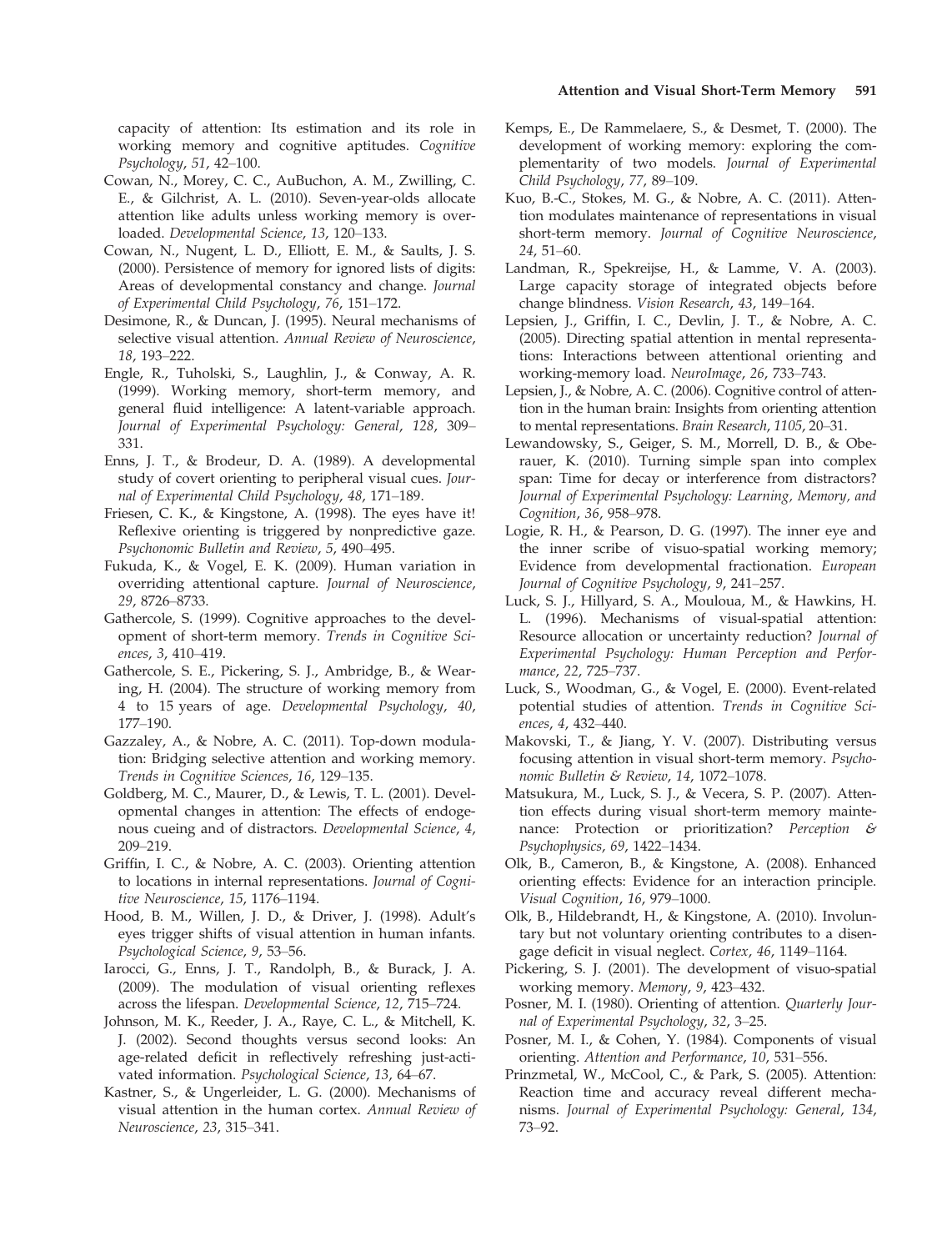capacity of attention: Its estimation and its role in working memory and cognitive aptitudes. *Cognitive Psychology*, *51*, 42–100.

Cowan, N., Morey, C. C., AuBuchon, A. M., Zwilling, C. E., & Gilchrist, A. L. (2010). Seven-year-olds allocate attention like adults unless working memory is overloaded. *Developmental Science*, *13*, 120–133.

Cowan, N., Nugent, L. D., Elliott, E. M., & Saults, J. S. (2000). Persistence of memory for ignored lists of digits: Areas of developmental constancy and change. *Journal of Experimental Child Psychology*, *76*, 151–172.

Desimone, R., & Duncan, J. (1995). Neural mechanisms of selective visual attention. *Annual Review of Neuroscience*, *18*, 193–222.

Engle, R., Tuholski, S., Laughlin, J., & Conway, A. R. (1999). Working memory, short-term memory, and general fluid intelligence: A latent-variable approach. *Journal of Experimental Psychology: General*, *128*, 309–331.

Enns, J. T., & Brodeur, D. A. (1989). A developmental study of covert orienting to peripheral visual cues. *Journal of Experimental Child Psychology*, *48*, 171–189.

Friesen, C. K., & Kingstone, A. (1998). The eyes have it! Reflexive orienting is triggered by nonpredictive gaze. *Psychonomic Bulletin and Review*, *5*, 490–495.

Fukuda, K., & Vogel, E. K. (2009). Human variation in overriding attentional capture. *Journal of Neuroscience*, *29*, 8726–8733.

Gathercole, S. (1999). Cognitive approaches to the development of short-term memory. *Trends in Cognitive Sciences*, *3*, 410–419.

Gathercole, S. E., Pickering, S. J., Ambridge, B., & Wearing, H. (2004). The structure of working memory from 4 to 15 years of age. *Developmental Psychology*, *40*, 177–190.

Gazzaley, A., & Nobre, A. C. (2011). Top-down modulation: Bridging selective attention and working memory. *Trends in Cognitive Sciences*, *16*, 129–135.

Goldberg, M. C., Maurer, D., & Lewis, T. L. (2001). Developmental changes in attention: The effects of endogenous cueing and of distractors. *Developmental Science*, *4*, 209–219.

Griffin, I. C., & Nobre, A. C. (2003). Orienting attention to locations in internal representations. *Journal of Cognitive Neuroscience*, *15*, 1176–1194.

Hood, B. M., Willen, J. D., & Driver, J. (1998). Adult's eyes trigger shifts of visual attention in human infants. *Psychological Science*, *9*, 53–56.

Iarocci, G., Enns, J. T., Randolph, B., & Burack, J. A. (2009). The modulation of visual orienting reflexes across the lifespan. *Developmental Science*, *12*, 715–724.

Johnson, M. K., Reeder, J. A., Raye, C. L., & Mitchell, K. J. (2002). Second thoughts versus second looks: An age-related deficit in reflectively refreshing just-activated information. *Psychological Science*, *13*, 64–67.

Kastner, S., & Ungerleider, L. G. (2000). Mechanisms of visual attention in the human cortex. *Annual Review of Neuroscience*, *23*, 315–341.

Kemps, E., De Rammelaere, S., & Desmet, T. (2000). The development of working memory: exploring the complementarity of two models. *Journal of Experimental Child Psychology*, *77*, 89–109.

Kuo, B.-C., Stokes, M. G., & Nobre, A. C. (2011). Attention modulates maintenance of representations in visual short-term memory. *Journal of Cognitive Neuroscience*, *24*, 51–60.

Landman, R., Spekreijse, H., & Lamme, V. A. (2003). Large capacity storage of integrated objects before change blindness. *Vision Research*, *43*, 149–164.

Lepsien, J., Griffin, I. C., Devlin, J. T., & Nobre, A. C. (2005). Directing spatial attention in mental representations: Interactions between attentional orienting and working-memory load. *NeuroImage*, *26*, 733–743.

Lepsien, J., & Nobre, A. C. (2006). Cognitive control of attention in the human brain: Insights from orienting attention to mental representations. *Brain Research*, *1105*, 20–31.

Lewandowsky, S., Geiger, S. M., Morrell, D. B., & Oberauer, K. (2010). Turning simple span into complex span: Time for decay or interference from distractors? *Journal of Experimental Psychology: Learning, Memory, and Cognition*, *36*, 958–978.

Logie, R. H., & Pearson, D. G. (1997). The inner eye and the inner scribe of visuo-spatial working memory; Evidence from developmental fractionation. *European Journal of Cognitive Psychology*, *9*, 241–257.

Luck, S. J., Hillyard, S. A., Mouloua, M., & Hawkins, H. L. (1996). Mechanisms of visual-spatial attention: Resource allocation or uncertainty reduction? *Journal of Experimental Psychology: Human Perception and Performance*, *22*, 725–737.

Luck, S., Woodman, G., & Vogel, E. (2000). Event-related potential studies of attention. *Trends in Cognitive Sciences*, *4*, 432–440.

Makovski, T., & Jiang, Y. V. (2007). Distributing versus focusing attention in visual short-term memory. *Psychonomic Bulletin & Review*, *14*, 1072–1078.

Matsukura, M., Luck, S. J., & Vecera, S. P. (2007). Attention effects during visual short-term memory maintenance: Protection or prioritization? *Perception & Psychophysics*, *69*, 1422–1434.

Olk, B., Cameron, B., & Kingstone, A. (2008). Enhanced orienting effects: Evidence for an interaction principle. *Visual Cognition*, *16*, 979–1000.

Olk, B., Hildebrandt, H., & Kingstone, A. (2010). Involuntary but not voluntary orienting contributes to a disengage deficit in visual neglect. *Cortex*, *46*, 1149–1164.

Pickering, S. J. (2001). The development of visuo-spatial working memory. *Memory*, *9*, 423–432.

Posner, M. I. (1980). Orienting of attention. *Quarterly Journal of Experimental Psychology*, *32*, 3–25.

Posner, M. I., & Cohen, Y. (1984). Components of visual orienting. *Attention and Performance*, *10*, 531–556.

Prinzmetal, W., McCool, C., & Park, S. (2005). Attention: Reaction time and accuracy reveal different mechanisms. *Journal of Experimental Psychology: General*, *134*, 73–92.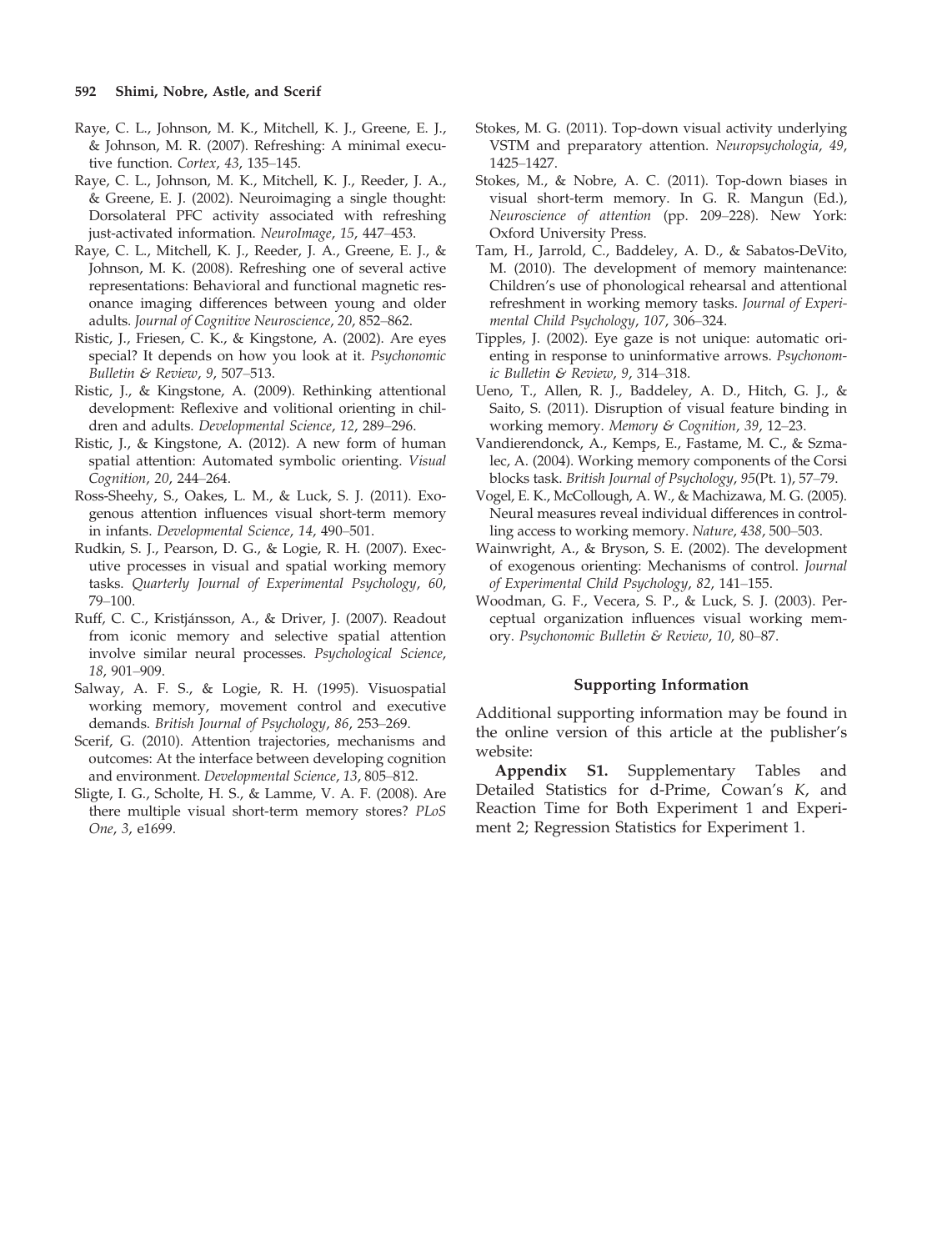Raye, C. L., Johnson, M. K., Mitchell, K. J., Greene, E. J., & Johnson, M. R. (2007). Refreshing: A minimal executive function. *Cortex*, *43*, 135–145.

Raye, C. L., Johnson, M. K., Mitchell, K. J., Reeder, J. A., & Greene, E. J. (2002). Neuroimaging a single thought: Dorsolateral PFC activity associated with refreshing just-activated information. *NeuroImage*, *15*, 447–453.

Raye, C. L., Mitchell, K. J., Reeder, J. A., Greene, E. J., & Johnson, M. K. (2008). Refreshing one of several active representations: Behavioral and functional magnetic resonance imaging differences between young and older adults. *Journal of Cognitive Neuroscience*, *20*, 852–862.

Ristic, J., Friesen, C. K., & Kingstone, A. (2002). Are eyes special? It depends on how you look at it. *Psychonomic Bulletin & Review*, *9*, 507–513.

Ristic, J., & Kingstone, A. (2009). Rethinking attentional development: Reflexive and volitional orienting in children and adults. *Developmental Science*, *12*, 289–296.

Ristic, J., & Kingstone, A. (2012). A new form of human spatial attention: Automated symbolic orienting. *Visual Cognition*, *20*, 244–264.

Ross-Sheehy, S., Oakes, L. M., & Luck, S. J. (2011). Exogenous attention influences visual short-term memory in infants. *Developmental Science*, *14*, 490–501.

Rudkin, S. J., Pearson, D. G., & Logie, R. H. (2007). Executive processes in visual and spatial working memory tasks. *Quarterly Journal of Experimental Psychology*, *60*, 79–100.

Ruff, C. C., Kristjánsson, A., & Driver, J. (2007). Readout from iconic memory and selective spatial attention involve similar neural processes. *Psychological Science*, *18*, 901–909.

Salway, A. F. S., & Logie, R. H. (1995). Visuospatial working memory, movement control and executive demands. *British Journal of Psychology*, *86*, 253–269.

Scerif, G. (2010). Attention trajectories, mechanisms and outcomes: At the interface between developing cognition and environment. *Developmental Science*, *13*, 805–812.

Sligte, I. G., Scholte, H. S., & Lamme, V. A. F. (2008). Are there multiple visual short-term memory stores? *PLoS One*, *3*, e1699.

Stokes, M. G. (2011). Top-down visual activity underlying VSTM and preparatory attention. *Neuropsychologia*, *49*, 1425–1427.

Stokes, M., & Nobre, A. C. (2011). Top-down biases in visual short-term memory. In G. R. Mangun (Ed.), *Neuroscience of attention* (pp. 209–228). New York: Oxford University Press.

Tam, H., Jarrold, C., Baddeley, A. D., & Sabatos-DeVito, M. (2010). The development of memory maintenance: Children's use of phonological rehearsal and attentional refreshment in working memory tasks. *Journal of Experimental Child Psychology*, *107*, 306–324.

Tipples, J. (2002). Eye gaze is not unique: automatic orienting in response to uninformative arrows. *Psychonomic Bulletin & Review*, *9*, 314–318.

Ueno, T., Allen, R. J., Baddeley, A. D., Hitch, G. J., & Saito, S. (2011). Disruption of visual feature binding in working memory. *Memory & Cognition*, *39*, 12–23.

Vandierendonck, A., Kemps, E., Fastame, M. C., & Szmalec, A. (2004). Working memory components of the Corsi blocks task. *British Journal of Psychology*, *95*(Pt. 1), 57–79.

Vogel, E. K., McCollough, A. W., & Machizawa, M. G. (2005). Neural measures reveal individual differences in controlling access to working memory. *Nature*, *438*, 500–503.

Wainwright, A., & Bryson, S. E. (2002). The development of exogenous orienting: Mechanisms of control. *Journal of Experimental Child Psychology*, *82*, 141–155.

Woodman, G. F., Vecera, S. P., & Luck, S. J. (2003). Perceptual organization influences visual working memory. *Psychonomic Bulletin & Review*, *10*, 80–87.

## Supporting Information

Additional supporting information may be found in the online version of this article at the publisher's website:

**Appendix S1.** Supplementary Tables and Detailed Statistics for d-Prime, Cowan's *K*, and Reaction Time for Both Experiment 1 and Experiment 2; Regression Statistics for Experiment 1.